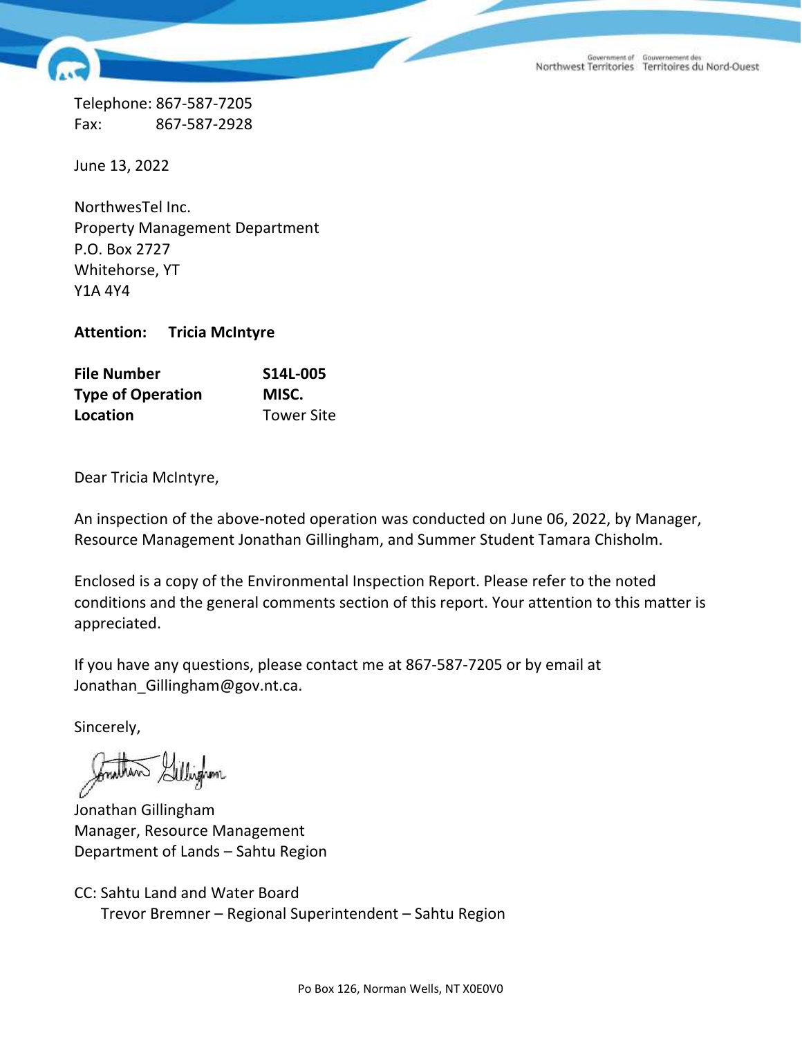Government of Northwest Territories | Gouvernement des Territoires du Nord-Ouest

Telephone: 867-587-7205
Fax: 867-587-2928

June 13, 2022

NorthwesTel Inc.
Property Management Department
P.O. Box 2727
Whitehorse, YT
Y1A 4Y4

**Attention: Tricia McIntyre**

| | |
|---|---|
| **File Number** | **S14L-005** |
| **Type of Operation** | **MISC.** |
| **Location** | Tower Site |

Dear Tricia McIntyre,

An inspection of the above-noted operation was conducted on June 06, 2022, by Manager, Resource Management Jonathan Gillingham, and Summer Student Tamara Chisholm.

Enclosed is a copy of the Environmental Inspection Report. Please refer to the noted conditions and the general comments section of this report. Your attention to this matter is appreciated.

If you have any questions, please contact me at 867-587-7205 or by email at Jonathan_Gillingham@gov.nt.ca.

Sincerely,

Jonathan Gillingham
Manager, Resource Management
Department of Lands – Sahtu Region

CC: Sahtu Land and Water Board
Trevor Bremner – Regional Superintendent – Sahtu Region

Po Box 126, Norman Wells, NT X0E0V0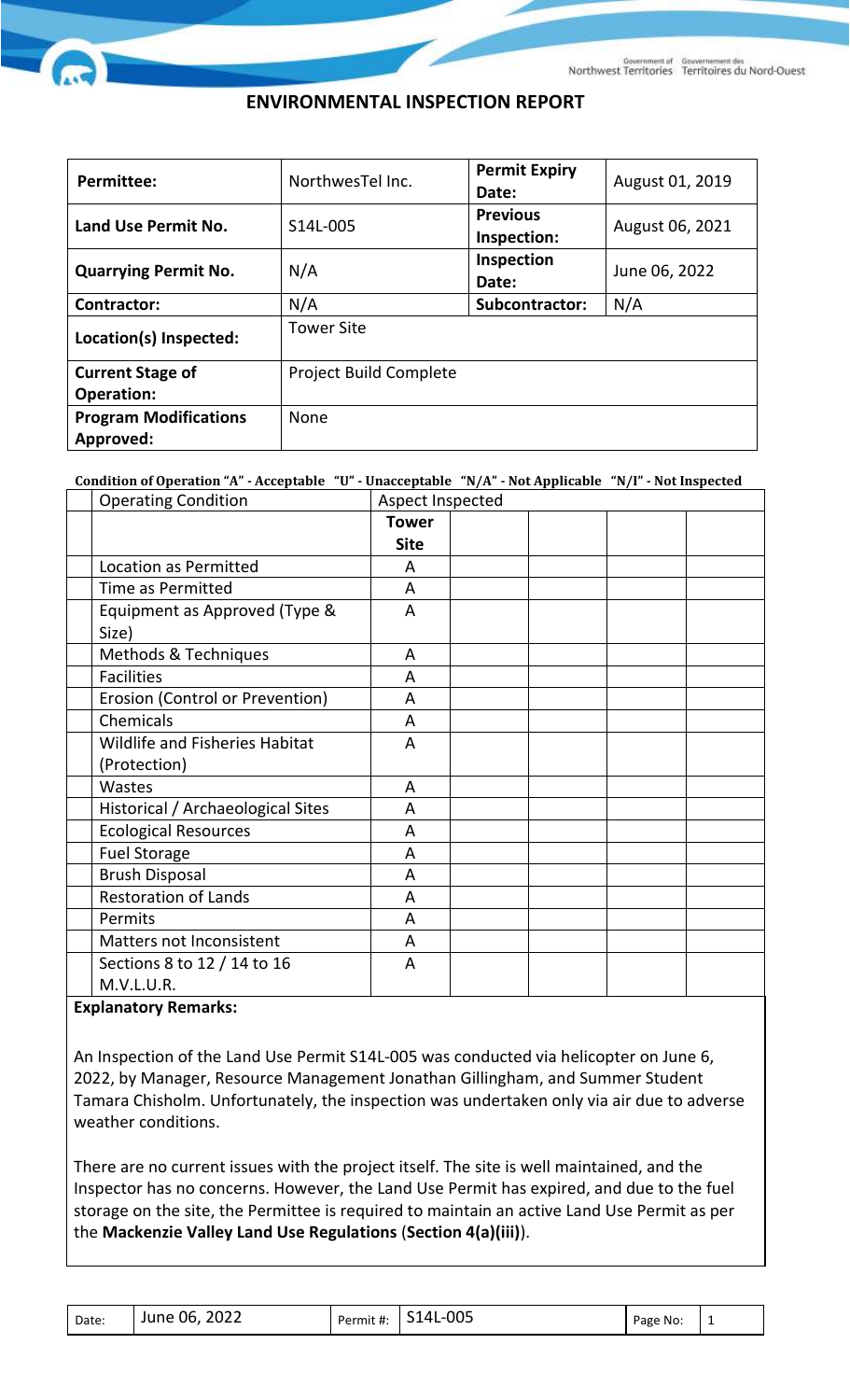# ENVIRONMENTAL INSPECTION REPORT

| **Permittee:** | NorthwesTel Inc. | **Permit Expiry Date:** | August 01, 2019 |
|---|---|---|---|
| **Land Use Permit No.** | S14L-005 | **Previous Inspection:** | August 06, 2021 |
| **Quarrying Permit No.** | N/A | **Inspection Date:** | June 06, 2022 |
| **Contractor:** | N/A | **Subcontractor:** | N/A |
| **Location(s) Inspected:** | Tower Site | | |
| **Current Stage of Operation:** | Project Build Complete | | |
| **Program Modifications Approved:** | None | | |

**Condition of Operation "A" - Acceptable "U" - Unacceptable "N/A" - Not Applicable "N/I" - Not Inspected**

| | Operating Condition | Aspect Inspected | | | | |
|---|---|---|---|---|---|---|
| | | **Tower Site** | | | | |
| | Location as Permitted | A | | | | |
| | Time as Permitted | A | | | | |
| | Equipment as Approved (Type & Size) | A | | | | |
| | Methods & Techniques | A | | | | |
| | Facilities | A | | | | |
| | Erosion (Control or Prevention) | A | | | | |
| | Chemicals | A | | | | |
| | Wildlife and Fisheries Habitat (Protection) | A | | | | |
| | Wastes | A | | | | |
| | Historical / Archaeological Sites | A | | | | |
| | Ecological Resources | A | | | | |
| | Fuel Storage | A | | | | |
| | Brush Disposal | A | | | | |
| | Restoration of Lands | A | | | | |
| | Permits | A | | | | |
| | Matters not Inconsistent | A | | | | |
| | Sections 8 to 12 / 14 to 16 M.V.L.U.R. | A | | | | |

**Explanatory Remarks:**

An Inspection of the Land Use Permit S14L-005 was conducted via helicopter on June 6, 2022, by Manager, Resource Management Jonathan Gillingham, and Summer Student Tamara Chisholm. Unfortunately, the inspection was undertaken only via air due to adverse weather conditions.

There are no current issues with the project itself. The site is well maintained, and the Inspector has no concerns. However, the Land Use Permit has expired, and due to the fuel storage on the site, the Permittee is required to maintain an active Land Use Permit as per the **Mackenzie Valley Land Use Regulations** (**Section 4(a)(iii)**).

| Date: | June 06, 2022 | Permit #: | S14L-005 | Page No: | 1 |
|---|---|---|---|---|---|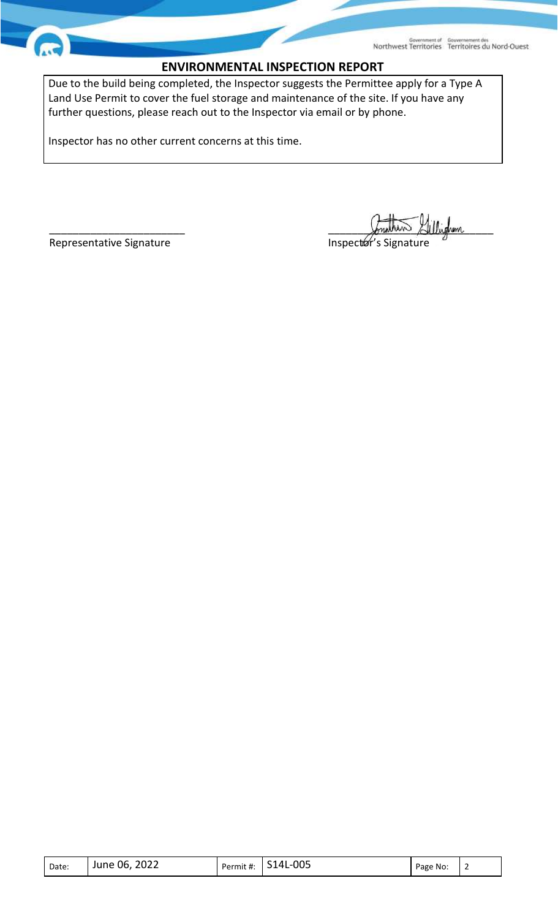## ENVIRONMENTAL INSPECTION REPORT

Due to the build being completed, the Inspector suggests the Permittee apply for a Type A Land Use Permit to cover the fuel storage and maintenance of the site. If you have any further questions, please reach out to the Inspector via email or by phone.

Inspector has no other current concerns at this time.

_______________________ Representative Signature

_______________________ Inspector's Signature

| Date: | June 06, 2022 | Permit #: | S14L-005 | Page No: | 2 |
|---|---|---|---|---|---|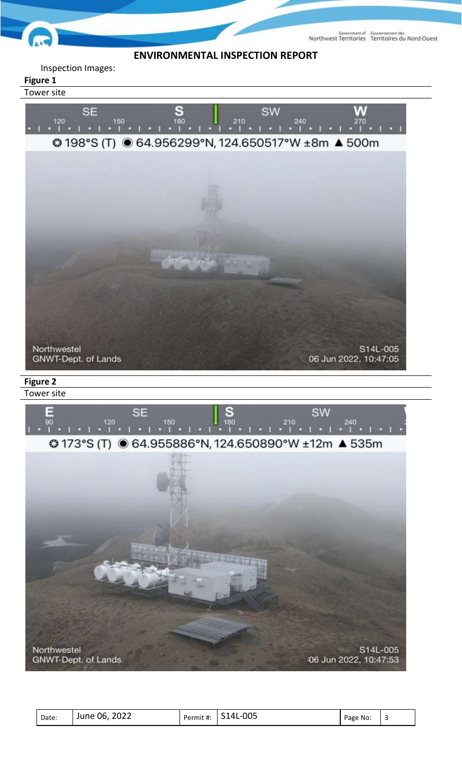## ENVIRONMENTAL INSPECTION REPORT

Inspection Images:

**Figure 1**

Tower site

**Figure 2**

Tower site

| Date: | June 06, 2022 | Permit #: | S14L-005 | Page No: | 3 |
|---|---|---|---|---|---|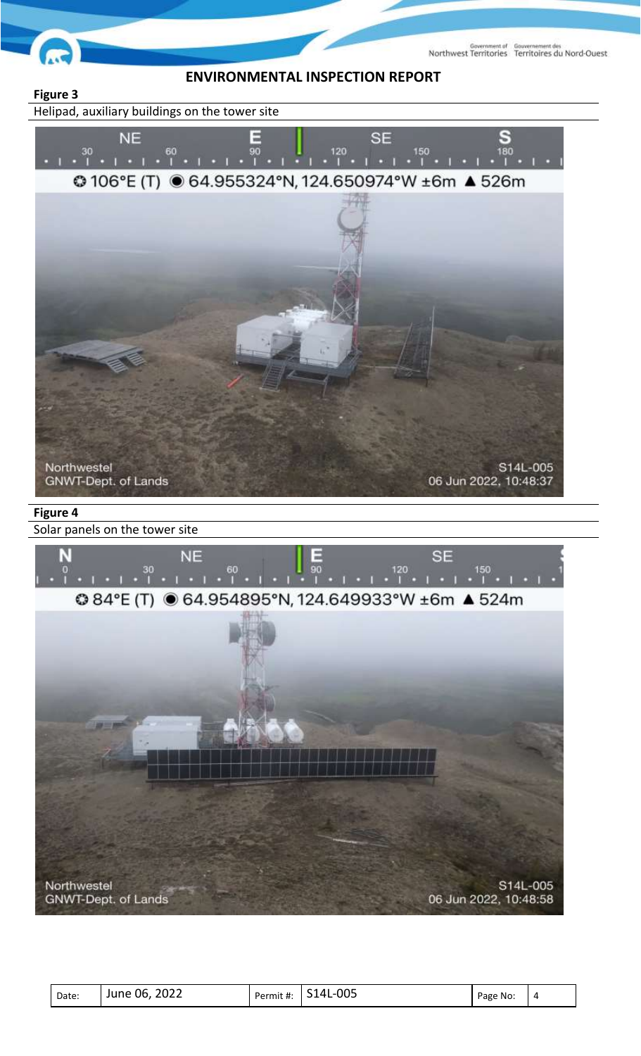## ENVIRONMENTAL INSPECTION REPORT

**Figure 3**

Helipad, auxiliary buildings on the tower site

**Figure 4**

Solar panels on the tower site

| Date: | June 06, 2022 | Permit #: | S14L-005 | Page No: | 4 |
|---|---|---|---|---|---|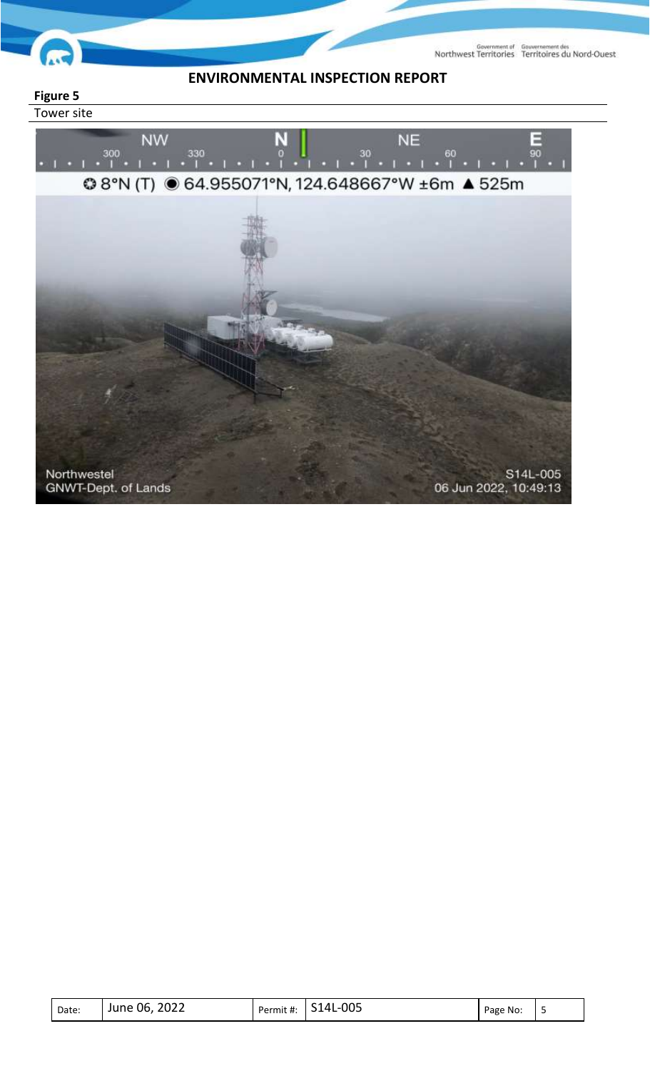## ENVIRONMENTAL INSPECTION REPORT

**Figure 5**

Tower site

| Date: | June 06, 2022 | Permit #: | S14L-005 | Page No: | 5 |
|---|---|---|---|---|---|